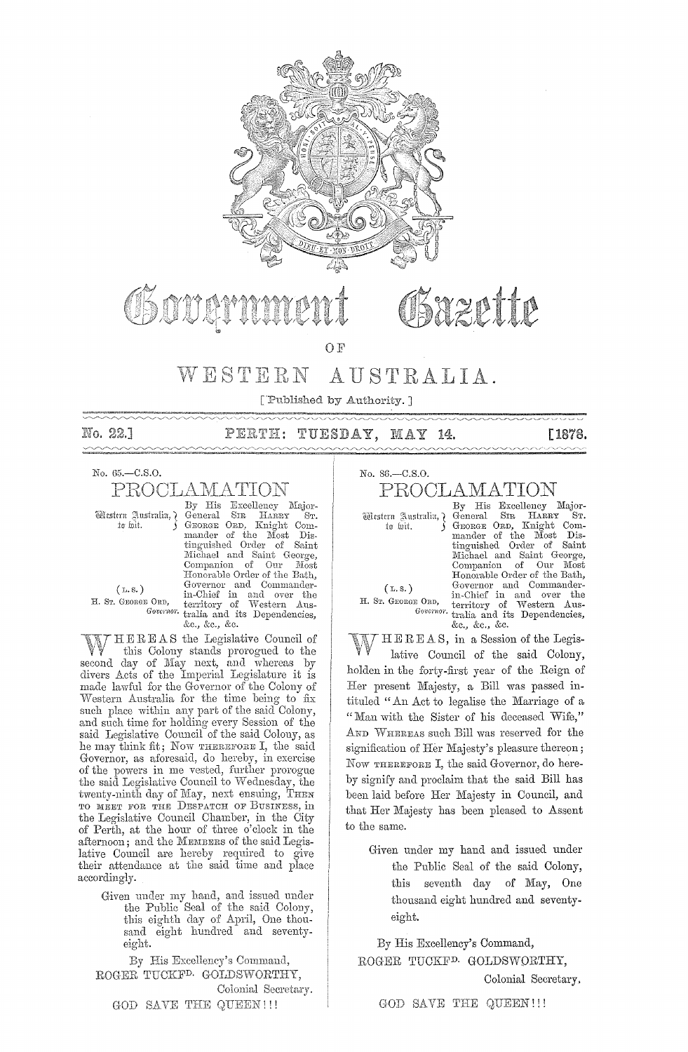# Government Gazette

OF

# WESTERN AUSTRALIA.

[Published by Authority.]

No. 22.] PERTH: TUESDAY, MAY 14. [1878.

No. 65.—C.S.O.

## PROCLAMATION

Western Australia, to wit.

(L.S.)
H. ST. GEORGE ORD, Governor.

By His Excellency Major-General SIR HARRY ST. GEORGE ORD, Knight Commander of the Most Distinguished Order of Saint Michael and Saint George, Companion of Our Most Honorable Order of the Bath, Governor and Commander-in-Chief in and over the territory of Western Australia and its Dependencies, &c., &c., &c.

WHEREAS the Legislative Council of this Colony stands prorogued to the second day of May next, and whereas by divers Acts of the Imperial Legislature it is made lawful for the Governor of the Colony of Western Australia for the time being to fix such place within any part of the said Colony, and such time for holding every Session of the said Legislative Council of the said Colony, as he may think fit; Now THEREFORE I, the said Governor, as aforesaid, do hereby, in exercise of the powers in me vested, further prorogue the said Legislative Council to Wednesday, the twenty-ninth day of May, next ensuing, THEN TO MEET FOR THE DESPATCH OF BUSINESS, in the Legislative Council Chamber, in the City of Perth, at the hour of three o'clock in the afternoon; and the MEMBERS of the said Legislative Council are hereby required to give their attendance at the said time and place accordingly.

Given under my hand, and issued under the Public Seal of the said Colony, this eighth day of April, One thousand eight hundred and seventy-eight.

By His Excellency's Command,
ROGER TUCKFD. GOLDSWORTHY,
Colonial Secretary.

GOD SAVE THE QUEEN!!!

No. 86.—C.S.O.

## PROCLAMATION

Western Australia, to wit.

(L.S.)
H. ST. GEORGE ORD, Governor.

By His Excellency Major-General SIR HARRY ST. GEORGE ORD, Knight Commander of the Most Distinguished Order of Saint Michael and Saint George, Companion of Our Most Honorable Order of the Bath, Governor and Commander-in-Chief in and over the territory of Western Australia and its Dependencies, &c., &c., &c.

WHEREAS, in a Session of the Legislative Council of the said Colony, holden in the forty-first year of the Reign of Her present Majesty, a Bill was passed intituled "An Act to legalise the Marriage of a "Man with the Sister of his deceased Wife," AND WHEREAS such Bill was reserved for the signification of Her Majesty's pleasure thereon; Now THEREFORE I, the said Governor, do hereby signify and proclaim that the said Bill has been laid before Her Majesty in Council, and that Her Majesty has been pleased to Assent to the same.

Given under my hand and issued under the Public Seal of the said Colony, this seventh day of May, One thousand eight hundred and seventy-eight.

By His Excellency's Command,
ROGER TUCKFD. GOLDSWORTHY,
Colonial Secretary.

GOD SAVE THE QUEEN!!!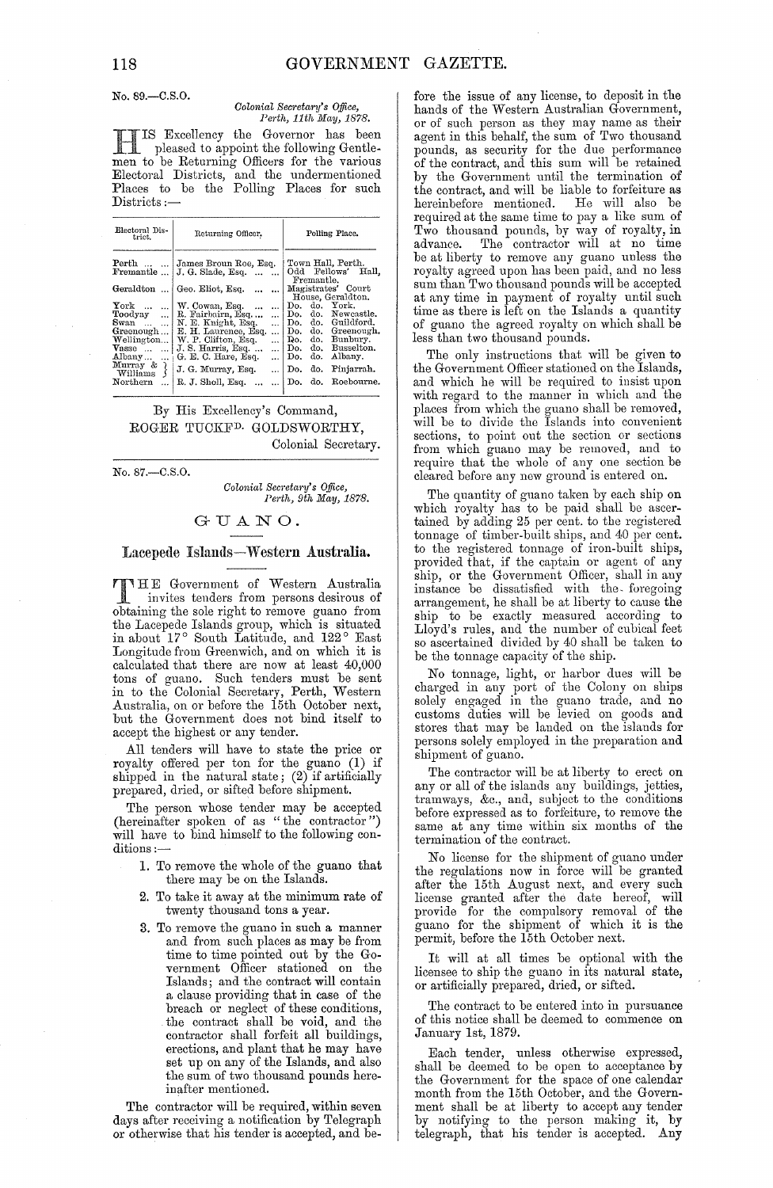No. 89.—C.S.O.

*Colonial Secretary's Office,*
*Perth, 11th May, 1878.*

HIS Excellency the Governor has been pleased to appoint the following Gentlemen to be Returning Officers for the various Electoral Districts, and the undermentioned Places to be the Polling Places for such Districts:—

| Electoral District. | Returning Officer. | Polling Place. |
|---|---|---|
| Perth ... ... | James Broun Roe, Esq. | Town Hall, Perth. |
| Fremantle ... | J. G. Slade, Esq. ... ... | Odd Fellows' Hall, Fremantle. |
| Geraldton ... | Geo. Eliot, Esq. ... ... | Magistrates' Court House, Geraldton. |
| York ... ... | W. Cowan, Esq. ... ... | Do. do. York. |
| Toodyay ... | R. Fairbairn, Esq. ... ... | Do. do. Newcastle. |
| Swan ... ... | N. E. Knight, Esq. ... | Do. do. Guildford. |
| Greenough ... | E. H. Laurence, Esq. ... | Do. do. Greenough. |
| Wellington... | W. P. Clifton, Esq. ... | Do. do. Bunbury. |
| Vasse ... ... | J. S. Harris, Esq. ... ... | Do. do. Busselton. |
| Albany... ... | G. E. C. Hare, Esq. ... | Do. do. Albany. |
| Murray & Williams | J. G. Murray, Esq. ... | Do. do. Pinjarrah. |
| Northern ... | R. J. Sholl, Esq. ... ... | Do. do. Roebourne. |

By His Excellency's Command,
ROGER TUCKFD. GOLDSWORTHY,
Colonial Secretary.

---

No. 87.—C.S.O.

*Colonial Secretary's Office,*
*Perth, 9th May, 1878.*

## GUANO.

### Lacepede Islands—Western Australia.

THE Government of Western Australia invites tenders from persons desirous of obtaining the sole right to remove guano from the Lacepede Islands group, which is situated in about 17° South Latitude, and 122° East Longitude from Greenwich, and on which it is calculated that there are now at least 40,000 tons of guano. Such tenders must be sent in to the Colonial Secretary, Perth, Western Australia, on or before the 15th October next, but the Government does not bind itself to accept the highest or any tender.

All tenders will have to state the price or royalty offered per ton for the guano (1) if shipped in the natural state; (2) if artificially prepared, dried, or sifted before shipment.

The person whose tender may be accepted (hereinafter spoken of as "the contractor") will have to bind himself to the following conditions:—

1. To remove the whole of the guano that there may be on the Islands.
2. To take it away at the minimum rate of twenty thousand tons a year.
3. To remove the guano in such a manner and from such places as may be from time to time pointed out by the Government Officer stationed on the Islands; and the contract will contain a clause providing that in case of the breach or neglect of these conditions, the contract shall be void, and the contractor shall forfeit all buildings, erections, and plant that he may have set up on any of the Islands, and also the sum of two thousand pounds hereinafter mentioned.

The contractor will be required, within seven days after receiving a notification by Telegraph or otherwise that his tender is accepted, and before the issue of any license, to deposit in the hands of the Western Australian Government, or of such person as they may name as their agent in this behalf, the sum of Two thousand pounds, as security for the due performance of the contract, and this sum will be retained by the Government until the termination of the contract, and will be liable to forfeiture as hereinbefore mentioned. He will also be required at the same time to pay a like sum of Two thousand pounds, by way of royalty, in advance. The contractor will at no time be at liberty to remove any guano unless the royalty agreed upon has been paid, and no less sum than Two thousand pounds will be accepted at any time in payment of royalty until such time as there is left on the Islands a quantity of guano the agreed royalty on which shall be less than two thousand pounds.

The only instructions that will be given to the Government Officer stationed on the Islands, and which he will be required to insist upon with regard to the manner in which and the places from which the guano shall be removed, will be to divide the Islands into convenient sections, to point out the section or sections from which guano may be removed, and to require that the whole of any one section be cleared before any new ground is entered on.

The quantity of guano taken by each ship on which royalty has to be paid shall be ascertained by adding 25 per cent. to the registered tonnage of timber-built ships, and 40 per cent. to the registered tonnage of iron-built ships, provided that, if the captain or agent of any ship, or the Government Officer, shall in any instance be dissatisfied with the foregoing arrangement, he shall be at liberty to cause the ship to be exactly measured according to Lloyd's rules, and the number of cubical feet so ascertained divided by 40 shall be taken to be the tonnage capacity of the ship.

No tonnage, light, or harbor dues will be charged in any port of the Colony on ships solely engaged in the guano trade, and no customs duties will be levied on goods and stores that may be landed on the islands for persons solely employed in the preparation and shipment of guano.

The contractor will be at liberty to erect on any or all of the islands any buildings, jetties, tramways, &c., and, subject to the conditions before expressed as to forfeiture, to remove the same at any time within six months of the termination of the contract.

No license for the shipment of guano under the regulations now in force will be granted after the 15th August next, and every such license granted after the date hereof, will provide for the compulsory removal of the guano for the shipment of which it is the permit, before the 15th October next.

It will at all times be optional with the licensee to ship the guano in its natural state, or artificially prepared, dried, or sifted.

The contract to be entered into in pursuance of this notice shall be deemed to commence on January 1st, 1879.

Each tender, unless otherwise expressed, shall be deemed to be open to acceptance by the Government for the space of one calendar month from the 15th October, and the Government shall be at liberty to accept any tender by notifying to the person making it, by telegraph, that his tender is accepted. Any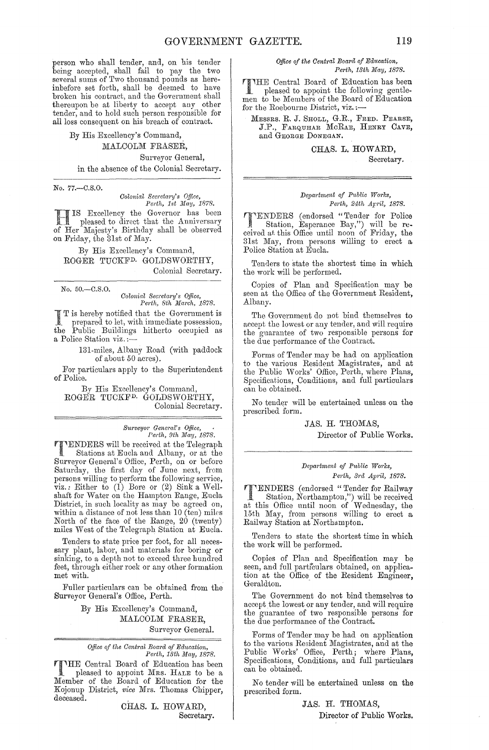person who shall tender, and, on his tender being accepted, shall fail to pay the two several sums of Two thousand pounds as hereinbefore set forth, shall be deemed to have broken his contract, and the Government shall thereupon be at liberty to accept any other tender, and to hold such person responsible for all loss consequent on his breach of contract.

By His Excellency's Command,

MALCOLM FRASER,
Surveyor General,
in the absence of the Colonial Secretary.

---

No. 77.—C.S.O.

*Colonial Secretary's Office,*
*Perth, 1st May, 1878.*

HIS Excellency the Governor has been pleased to direct that the Anniversary of Her Majesty's Birthday shall be observed on Friday, the 31st of May.

By His Excellency's Command,

ROGER TUCKFD. GOLDSWORTHY,
Colonial Secretary.

---

No. 50.—C.S.O.

*Colonial Secretary's Office,*
*Perth, 8th March, 1878.*

IT is hereby notified that the Government is prepared to let, with immediate possession, the Public Buildings hitherto occupied as a Police Station viz.:—

131-miles, Albany Road (with paddock of about 50 acres).

For particulars apply to the Superintendent of Police.

By His Excellency's Command,

ROGER TUCKFD. GOLDSWORTHY,
Colonial Secretary.

---

*Surveyor General's Office,*
*Perth, 9th May, 1878.*

TENDERS will be received at the Telegraph Stations at Eucla and Albany, or at the Surveyor General's Office, Perth, on or before Saturday, the first day of June next, from persons willing to perform the following service, viz.: Either to (1) Bore or (2) Sink a Well-shaft for Water on the Hampton Range, Eucla District, in such locality as may be agreed on, within a distance of not less than 10 (ten) miles North of the face of the Range, 20 (twenty) miles West of the Telegraph Station at Eucla.

Tenders to state price per foot, for all necessary plant, labor, and materials for boring or sinking, to a depth not to exceed three hundred feet, through either rock or any other formation met with.

Fuller particulars can be obtained from the Surveyor General's Office, Perth.

By His Excellency's Command,

MALCOLM FRASER,
Surveyor General.

---

*Office of the Central Board of Education,*
*Perth, 13th May, 1878.*

THE Central Board of Education has been pleased to appoint Mrs. Hale to be a Member of the Board of Education for the Kojonup District, *vice* Mrs. Thomas Chipper, deceased.

CHAS. L. HOWARD,
Secretary.

---

*Office of the Central Board of Education,*
*Perth, 13th May, 1878.*

THE Central Board of Education has been pleased to appoint the following gentlemen to be Members of the Board of Education for the Roebourne District, viz.:—

Messrs. R. J. Sholl, G.R., Fred. Pearse, J.P., Farquhar McRae, Henry Cave, and George Donegan.

CHAS. L. HOWARD,
Secretary.

---

*Department of Public Works,*
*Perth, 24th April, 1878.*

TENDERS (endorsed "Tender for Police Station, Esperance Bay,") will be received at this Office until noon of Friday, the 31st May, from persons willing to erect a Police Station at Eucla.

Tenders to state the shortest time in which the work will be performed.

Copies of Plan and Specification may be seen at the Office of the Government Resident, Albany.

The Government do not bind themselves to accept the lowest or any tender, and will require the guarantee of two responsible persons for the due performance of the Contract.

Forms of Tender may be had on application to the various Resident Magistrates, and at the Public Works' Office, Perth, where Plans, Specifications, Conditions, and full particulars can be obtained.

No tender will be entertained unless on the prescribed form.

JAS. H. THOMAS,
Director of Public Works.

---

*Department of Public Works,*
*Perth, 3rd April, 1878.*

TENDERS (endorsed "Tender for Railway Station, Northampton,") will be received at this Office until noon of Wednesday, the 15th May, from persons willing to erect a Railway Station at Northampton.

Tenders to state the shortest time in which the work will be performed.

Copies of Plan and Specification may be seen, and full particulars obtained, on application at the Office of the Resident Engineer, Geraldton.

The Government do not bind themselves to accept the lowest or any tender, and will require the guarantee of two responsible persons for the due performance of the Contract.

Forms of Tender may be had on application to the various Resident Magistrates, and at the Public Works' Office, Perth; where Plans, Specifications, Conditions, and full particulars can be obtained.

No tender will be entertained unless on the prescribed form.

JAS. H. THOMAS,
Director of Public Works.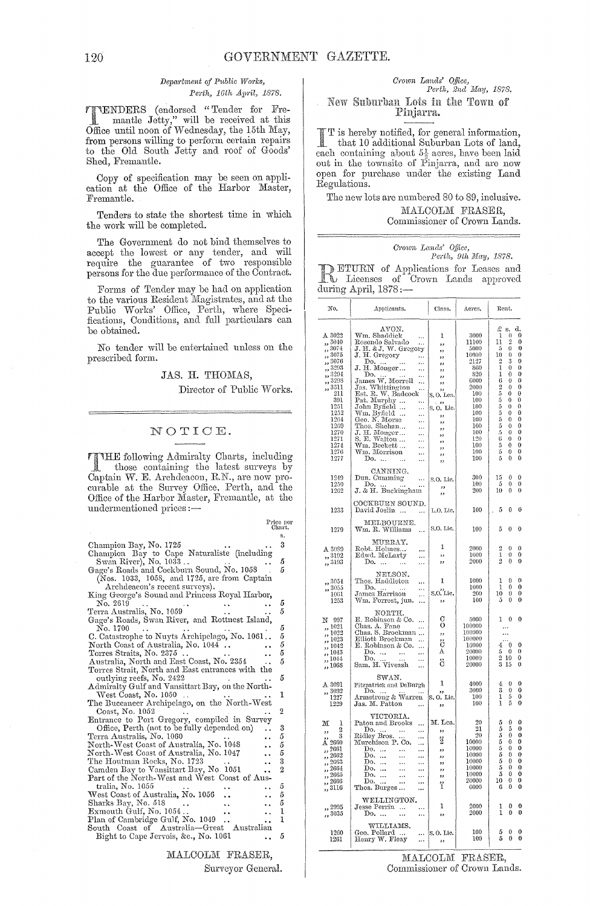*Department of Public Works,*
*Perth, 16th April, 1878.*

TENDERS (endorsed "Tender for Fremantle Jetty," will be received at this Office until noon of Wednesday, the 15th May, from persons willing to perform certain repairs to the Old South Jetty and roof of Goods' Shed, Fremantle.

Copy of specification may be seen on application at the Office of the Harbor Master, Fremantle.

Tenders to state the shortest time in which the work will be completed.

The Government do not bind themselves to accept the lowest or any tender, and will require the guarantee of two responsible persons for the due performance of the Contract.

Forms of Tender may be had on application to the various Resident Magistrates, and at the Public Works' Office, Perth, where Specifications, Conditions, and full particulars can be obtained.

No tender will be entertained unless on the prescribed form.

JAS. H. THOMAS,
Director of Public Works.

---

## NOTICE.

THE following Admiralty Charts, including those containing the latest surveys by Captain W. E. Archdeacon, R.N., are now procurable at the Survey Office, Perth, and the Office of the Harbor Master, Fremantle, at the undermentioned prices:—

| | Price per Chart. s. |
|---|---|
| Champion Bay, No. 1725 | 3 |
| Champion Bay to Cape Naturaliste (including Swan River), No. 1033 | 5 |
| Gage's Roads and Cockburn Sound, No. 1058 (Nos. 1033, 1058, and 1725, are from Captain Archdeacon's recent surveys). | 5 |
| King George's Sound and Princess Royal Harbor, No. 2619 | 5 |
| Terra Australis, No. 1059 | 5 |
| Gage's Roads, Swan River, and Rottnest Island, No. 1700 | 5 |
| C. Catastrophe to Nuyts Archipelago, No. 1061 | 5 |
| North Coast of Australia, No. 1044 | 5 |
| Torres Straits, No. 2375 | 5 |
| Australia, North and East Coast, No. 2354 | 5 |
| Torres Strait, North and East entrances with the outlying reefs, No. 2422 | 5 |
| Admiralty Gulf and Vansittart Bay, on the North-West Coast, No. 1050 | 1 |
| The Buccaneer Archipelago, on the North-West Coast, No. 1052 | 2 |
| Entrance to Port Gregory, compiled in Survey Office, Perth (not to be fully depended on) | 3 |
| Terra Australis, No. 1060 | 5 |
| North-West Coast of Australia, No. 1048 | 5 |
| North-West Coast of Australia, No. 1047 | 5 |
| The Houtman Rocks, No. 1723 | 3 |
| Camden Bay to Vansittart Bay, No 1051 | 2 |
| Part of the North-West and West Coast of Australia, No. 1055 | 5 |
| West Coast of Australia, No. 1056 | 5 |
| Sharks Bay, No. 518 | 5 |
| Exmouth Gulf, No. 1054 | 1 |
| Plan of Cambridge Gulf, No. 1049 | 1 |
| South Coast of Australia—Great Australian Bight to Cape Jervois, &c., No. 1061 | 5 |

MALCOLM FRASER,
Surveyor General.

---

*Crown Lands' Office,*
*Perth, 2nd May, 1878.*

## New Suburban Lots in the Town of Pinjarra.

IT is hereby notified, for general information, that 10 additional Suburban Lots of land, each containing about $5\frac{1}{2}$ acres, have been laid out in the townsite of Pinjarra, and are now open for purchase under the existing Land Regulations.

The new lots are numbered 80 to 89, inclusive.

MALCOLM FRASER,
Commissioner of Crown Lands.

---

*Crown Lands' Office,*
*Perth, 9th May, 1878.*

RETURN of Applications for Leases and Licenses of Crown Lands approved during April, 1878:—

| No. | Applicants. | Class. | Acres. | Rent. £ s. d. |
|---|---|---|---|---|
| | AVON. | | | |
| A 3022 | Wm. Shaddick ... | 1 | 3000 | 1 0 0 |
| ,, 3040 | Rosendo Salvado ... | ,, | 11100 | 11 2 0 |
| ,, 3074 | J. H. & J. W. Gregory | ,, | 5000 | 5 0 0 |
| ,, 3075 | J. H. Gregory ... | ,, | 10000 | 10 0 0 |
| ,, 3076 | Do. ... ... | ,, | 2127 | 2 3 0 |
| ,, 3203 | J. H. Monger ... | ,, | 860 | 1 0 0 |
| ,, 3204 | Do. ... ... | ,, | 820 | 1 0 0 |
| ,, 3208 | James W. Morrell ... | ,, | 6000 | 6 0 0 |
| ,, 3311 | Jas. Whittington ... | ,, | 2000 | 2 0 0 |
| 211 | Est. R. W. Badcock | S. O. Lea. | 100 | 5 0 0 |
| 391 | Pat. Murphy ... | ,, | 100 | 5 0 0 |
| 1251 | John Byfield ... | S. O. Lic. | 100 | 5 0 0 |
| 1252 | Wm. Byfield ... | ,, | 100 | 5 0 0 |
| 1264 | Geo. N. Morse ... | ,, | 100 | 5 0 0 |
| 1269 | Thos. Shehan ... | ,, | 100 | 5 0 0 |
| 1270 | J. H. Monger ... | ,, | 100 | 5 0 0 |
| 1271 | S. E. Walton ... | ,, | 120 | 6 0 0 |
| 1274 | Wm. Beckett ... | ,, | 100 | 5 0 0 |
| 1276 | Wm. Morrison ... | ,, | 100 | 5 0 0 |
| 1277 | Do. ... ... | ,, | 100 | 5 0 0 |
| | CANNING. | | | |
| 1249 | Dun. Cumming ... | S.O. Lic. | 300 | 15 0 0 |
| 1250 | Do. ... ... | ,, | 100 | 5 0 0 |
| 1262 | J. & H. Buckingham | ,, | 200 | 10 0 0 |
| | COCKBURN SOUND. | | | |
| 1233 | David Joslin ... | L.O. Lic. | 100 | 5 0 0 |
| | MELBOURNE. | | | |
| 1279 | Wm. R. Williams ... | S.O. Lic. | 100 | 5 0 0 |
| | MURRAY. | | | |
| A 3089 | Robt. Holmes... ... | 1 | 2000 | 2 0 0 |
| ,, 3192 | Edwd. McLarty ... | ,, | 1000 | 1 0 0 |
| ,, 3193 | Do. ... ... | ,, | 2000 | 2 0 0 |
| | NELSON. | | | |
| ,, 3054 | Thos. Haddleton ... | 1 | 1000 | 1 0 0 |
| ,, 3055 | Do. ... ... | ,, | 1000 | 1 0 0 |
| 1061 | James Harrison ... | S.O. Lic. | 200 | 10 0 0 |
| 1253 | Wm. Forrest, jun. ... | ,, | 100 | 5 0 0 |
| | NORTH. | | | |
| N 997 | E. Robinson & Co. ... | C | 5000 | 1 0 0 |
| ,, 1021 | Chas. A. Fane ... | O | 100000 | ... |
| ,, 1022 | Chas. S. Brockman ... | ,, | 100000 | ... |
| ,, 1023 | Elliott Brockman ... | ,, | 100000 | ... |
| ,, 1042 | E. Robinson & Co. ... | C | 13000 | 4 0 0 |
| ,, 1043 | Do. ... ... | A | 20000 | 5 0 0 |
| ,, 1044 | Do. ... ... | ,, | 10000 | 2 10 0 |
| ,, 1068 | Sam. H. Viveash ... | C | 20000 | 3 15 0 |
| | SWAN. | | | |
| A 3091 | Fitzpatrick and DeBurgh | 1 | 4000 | 4 0 0 |
| ,, 3092 | Do. ... ... | ,, | 3000 | 3 0 0 |
| 1227 | Armstrong & Warren | S. O. Lic. | 100 | 1 5 0 |
| 1229 | Jas. M. Patton ... | ,, | 100 | 1 5 0 |
| | VICTORIA. | | | |
| M 1 | Paton and Brooks ... | M. Lea. | 20 | 5 0 0 |
| ,, 2 | Do. ... ... | ,, | 21 | 5 5 0 |
| ,, 3 | Ridley Bros. ... ... | ,, | 20 | 5 0 0 |
| A 2660 | Murchison P. Co. ... | 2 | 10000 | 5 0 0 |
| ,, 2661 | Do. ... ... | ,, | 10000 | 5 0 0 |
| ,, 2662 | Do. ... ... | ,, | 10000 | 5 0 0 |
| ,, 2663 | Do. ... ... | ,, | 10000 | 5 0 0 |
| ,, 2664 | Do. ... ... | ,, | 10000 | 5 0 0 |
| ,, 2665 | Do. ... ... | ,, | 10000 | 5 0 0 |
| ,, 2666 | Do. ... ... | ,, | 20000 | 10 0 0 |
| ,, 3116 | Thos. Burges ... ... | 1 | 6000 | 6 0 0 |
| | WELLINGTON. | | | |
| ,, 2995 | Jesse Perrin ... ... | 1 | 2000 | 1 0 0 |
| ,, 3035 | Do. ... ... | ,, | 2000 | 1 0 0 |
| | WILLIAMS. | | | |
| 1260 | Geo. Pollard ... ... | S. O. Lic. | 100 | 5 0 0 |
| 1261 | Henry W. Fleay ... | ,, | 100 | 5 0 0 |

MALCOLM FRASER,
Commissioner of Crown Lands.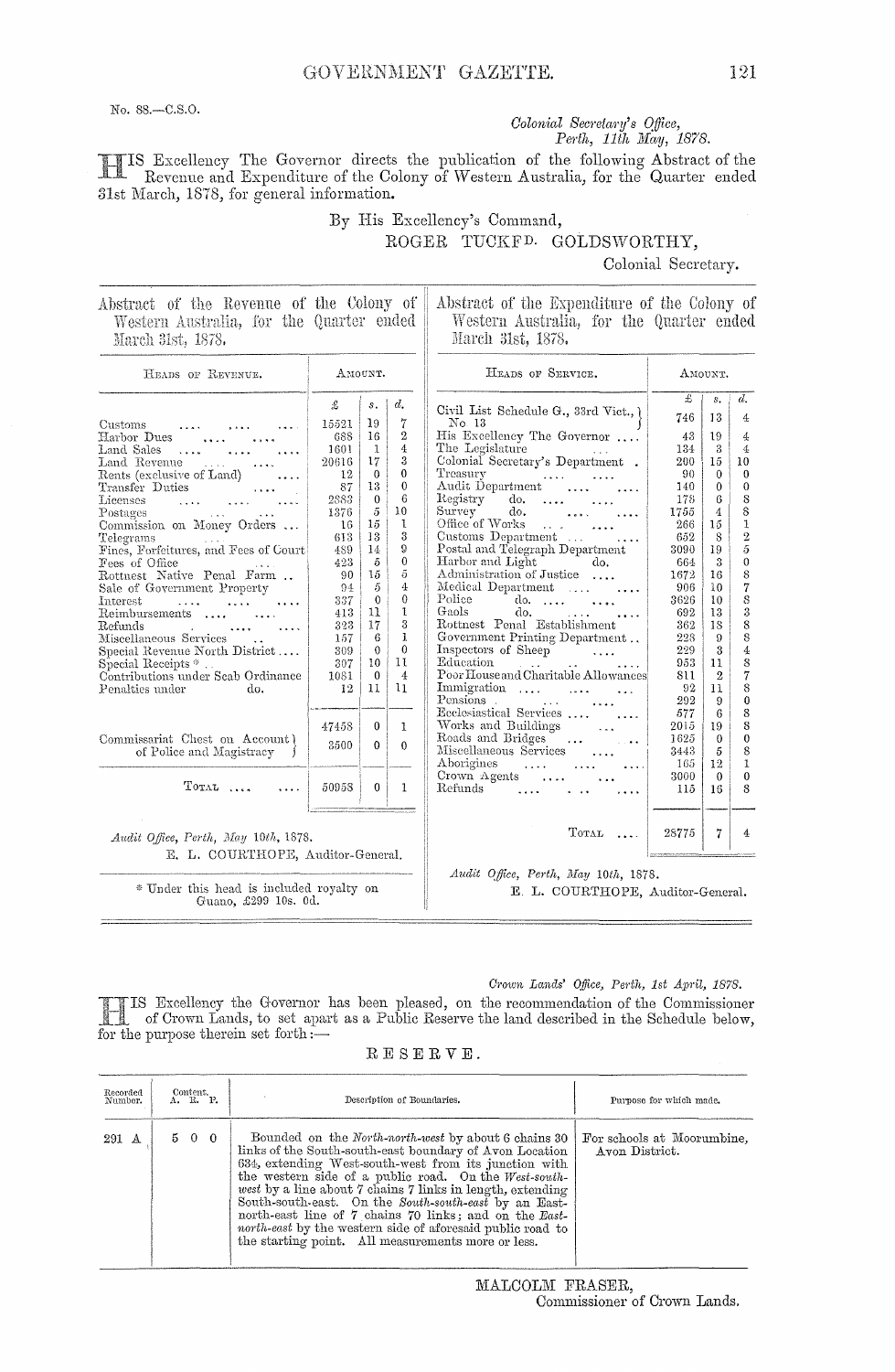No. 88.—C.S.O.

*Colonial Secretary's Office,*
*Perth, 11th May, 1878.*

HIS Excellency The Governor directs the publication of the following Abstract of the Revenue and Expenditure of the Colony of Western Australia, for the Quarter ended 31st March, 1878, for general information.

By His Excellency's Command,

ROGER TUCKF[D]. GOLDSWORTHY,
Colonial Secretary.

## Abstract of the Revenue of the Colony of Western Australia, for the Quarter ended March 31st, 1878.

| Heads of Revenue. | £ | s. | d. |
|---|---|---|---|
| Customs | 15521 | 19 | 7 |
| Harbor Dues | 688 | 16 | 2 |
| Land Sales | 1601 | 1 | 4 |
| Land Revenue | 20616 | 17 | 3 |
| Rents (exclusive of Land) | 12 | 0 | 0 |
| Transfer Duties | 87 | 13 | 0 |
| Licenses | 2883 | 0 | 6 |
| Postages | 1376 | 5 | 10 |
| Commission on Money Orders | 16 | 15 | 1 |
| Telegrams | 613 | 13 | 3 |
| Fines, Forfeitures, and Fees of Court | 489 | 14 | 9 |
| Fees of Office | 423 | 5 | 0 |
| Rottnest Native Penal Farm | 90 | 15 | 5 |
| Sale of Government Property | 94 | 5 | 4 |
| Interest | 337 | 0 | 0 |
| Reimbursements | 413 | 11 | 1 |
| Refunds | 323 | 17 | 3 |
| Miscellaneous Services | 157 | 6 | 1 |
| Special Revenue North District | 309 | 0 | 0 |
| Special Receipts * | 307 | 10 | 11 |
| Contributions under Scab Ordinance | 1081 | 0 | 4 |
| Penalties under do. | 12 | 11 | 11 |
| | 47458 | 0 | 1 |
| Commissariat Chest on Account of Police and Magistracy | 3500 | 0 | 0 |
| Total | 50958 | 0 | 1 |

*Audit Office, Perth, May 10th, 1878.*
E. L. COURTHOPE, Auditor-General.

\* Under this head is included royalty on Guano, £299 10s. 0d.

## Abstract of the Expenditure of the Colony of Western Australia, for the Quarter ended March 31st, 1878.

| Heads of Service. | £ | s. | d. |
|---|---|---|---|
| Civil List Schedule G., 33rd Vict., No. 13 | 746 | 13 | 4 |
| His Excellency The Governor | 43 | 19 | 4 |
| The Legislature | 134 | 3 | 4 |
| Colonial Secretary's Department | 200 | 15 | 10 |
| Treasury | 90 | 0 | 0 |
| Audit Department | 140 | 0 | 0 |
| Registry do. | 178 | 6 | 8 |
| Survey do. | 1755 | 4 | 8 |
| Office of Works | 266 | 15 | 1 |
| Customs Department | 652 | 8 | 2 |
| Postal and Telegraph Department | 3090 | 19 | 5 |
| Harbor and Light do. | 664 | 3 | 0 |
| Administration of Justice | 1672 | 16 | 8 |
| Medical Department | 906 | 10 | 7 |
| Police do. | 3626 | 10 | 8 |
| Gaols do. | 692 | 13 | 3 |
| Rottnest Penal Establishment | 362 | 18 | 8 |
| Government Printing Department | 228 | 9 | 8 |
| Inspectors of Sheep | 229 | 3 | 4 |
| Education | 953 | 11 | 8 |
| Poor House and Charitable Allowances | 811 | 2 | 7 |
| Immigration | 92 | 11 | 8 |
| Pensions | 292 | 9 | 0 |
| Ecclesiastical Services | 577 | 6 | 8 |
| Works and Buildings | 2015 | 19 | 8 |
| Roads and Bridges | 1625 | 0 | 0 |
| Miscellaneous Services | 3443 | 5 | 8 |
| Aborigines | 165 | 12 | 1 |
| Crown Agents | 3000 | 0 | 0 |
| Refunds | 115 | 16 | 8 |
| Total | 28775 | 7 | 4 |

*Audit Office, Perth, May 10th, 1878.*
E. L. COURTHOPE, Auditor-General.

---

*Crown Lands' Office, Perth, 1st April, 1878.*

HIS Excellency the Governor has been pleased, on the recommendation of the Commissioner of Crown Lands, to set apart as a Public Reserve the land described in the Schedule below, for the purpose therein set forth:—

### RESERVE.

| Recorded Number. | Content. A. R. P. | Description of Boundaries. | Purpose for which made. |
|---|---|---|---|
| 291 A | 5 0 0 | Bounded on the *North-north-west* by about 6 chains 30 links of the South-south-east boundary of Avon Location 634, extending West-south-west from its junction with the western side of a public road. On the *West-south-west* by a line about 7 chains 7 links in length, extending South-south-east. On the *South-south-east* by an East-north-east line of 7 chains 70 links; and on the *East-north-east* by the western side of aforesaid public road to the starting point. All measurements more or less. | For schools at Moorumbine, Avon District. |

MALCOLM FRASER,
Commissioner of Crown Lands.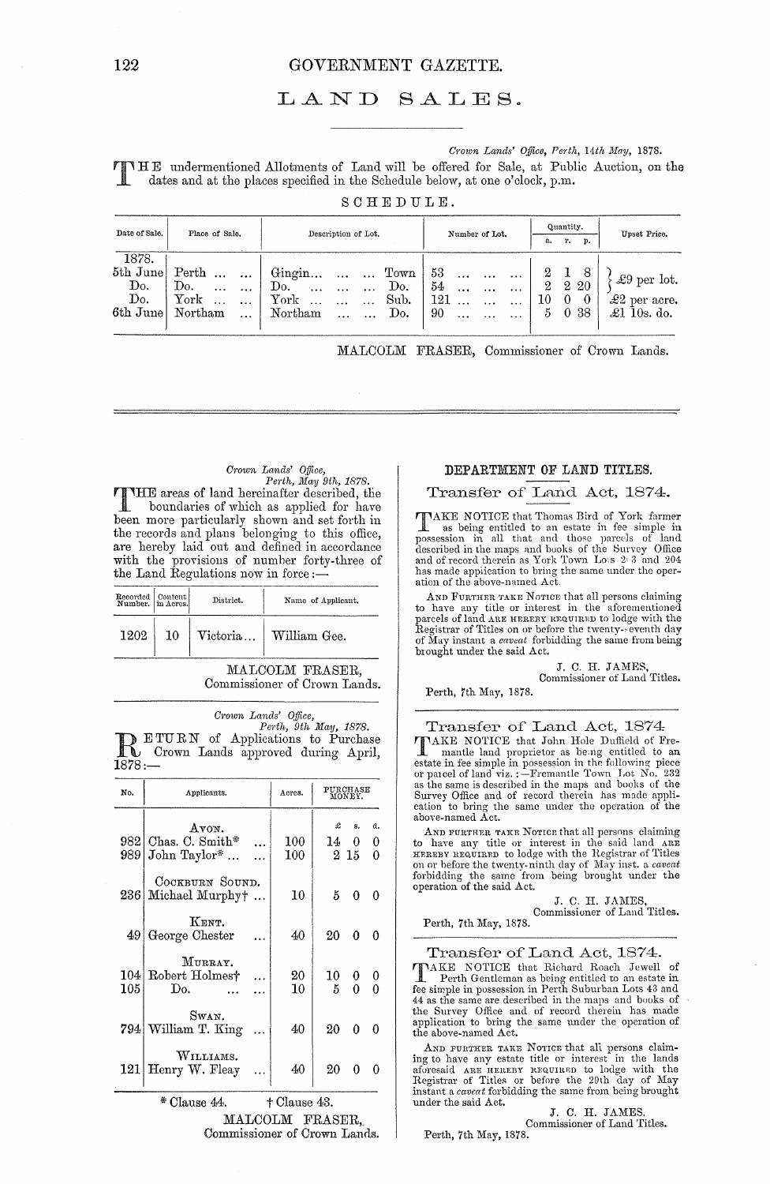# LAND SALES.

*Crown Lands' Office, Perth, 14th May, 1878.*

THE undermentioned Allotments of Land will be offered for Sale, at Public Auction, on the dates and at the places specified in the Schedule below, at one o'clock, p.m.

SCHEDULE.

| Date of Sale. | Place of Sale. | Description of Lot. | | Number of Lot. | Quantity. a. | r. | p. | Upset Price. |
|---|---|---|---|---|---|---|---|---|
| 1878. | | | | | | | | |
| 5th June | Perth ... ... | Gingin... ... ... | Town | 53 ... ... ... | 2 | 1 | 8 | £9 per lot. |
| Do. | Do. ... ... | Do. ... ... ... | Do. | 54 ... ... ... | 2 | 2 | 20 | |
| Do. | York ... ... | York ... ... ... | Sub. | 121 ... ... ... | 10 | 0 | 0 | £2 per acre. |
| 6th June | Northam ... | Northam ... ... | Do. | 90 ... ... ... | 5 | 0 | 38 | £1 10s. do. |

MALCOLM FRASER, Commissioner of Crown Lands.

---

*Crown Lands' Office,*
*Perth, May 9th, 1878.*

THE areas of land hereinafter described, the boundaries of which as applied for have been more particularly shown and set forth in the records and plans belonging to this office, are hereby laid out and defined in accordance with the provisions of number forty-three of the Land Regulations now in force:—

| Recorded Number. | Content in Acres. | District. | Name of Applicant. |
|---|---|---|---|
| 1202 | 10 | Victoria... | William Gee. |

MALCOLM FRASER,
Commissioner of Crown Lands.

---

*Crown Lands' Office,*
*Perth, 9th May, 1878.*

RETURN of Applications to Purchase Crown Lands approved during April, 1878:—

| No. | Applicants. | Acres. | Purchase Money. £ | s. | d. |
|---|---|---|---|---|---|
| | AVON. | | | | |
| 982 | Chas. C. Smith* ... | 100 | 14 | 0 | 0 |
| 989 | John Taylor* ... ... | 100 | 2 | 15 | 0 |
| | COCKBURN SOUND. | | | | |
| 236 | Michael Murphy† ... | 10 | 5 | 0 | 0 |
| | KENT. | | | | |
| 49 | George Chester ... | 40 | 20 | 0 | 0 |
| | MURRAY. | | | | |
| 104 | Robert Holmes† ... | 20 | 10 | 0 | 0 |
| 105 | Do. ... ... | 10 | 5 | 0 | 0 |
| | SWAN. | | | | |
| 794 | William T. King ... | 40 | 20 | 0 | 0 |
| | WILLIAMS. | | | | |
| 121 | Henry W. Fleay ... | 40 | 20 | 0 | 0 |

\* Clause 44. † Clause 43.

MALCOLM FRASER,
Commissioner of Crown Lands.

---

## DEPARTMENT OF LAND TITLES.

### Transfer of Land Act, 1874.

TAKE NOTICE that Thomas Bird of York farmer as being entitled to an estate in fee simple in possession in all that and those parcels of land described in the maps and books of the Survey Office and of record therein as York Town Lots 203 and 204 has made application to bring the same under the operation of the above-named Act.

AND FURTHER TAKE NOTICE that all persons claiming to have any title or interest in the aforementioned parcels of land ARE HEREBY REQUIRED to lodge with the Registrar of Titles on or before the twenty-seventh day of May instant a *caveat* forbidding the same from being brought under the said Act.

J. C. H. JAMES,
Commissioner of Land Titles.

Perth, 7th May, 1878.

### Transfer of Land Act, 1874

TAKE NOTICE that John Hole Duffield of Fremantle land proprietor as being entitled to an estate in fee simple in possession in the following piece or parcel of land viz.:—Fremantle Town Lot No. 232 as the same is described in the maps and books of the Survey Office and of record therein has made application to bring the same under the operation of the above-named Act.

AND FURTHER TAKE NOTICE that all persons claiming to have any title or interest in the said land ARE HEREBY REQUIRED to lodge with the Registrar of Titles on or before the twenty-ninth day of May inst. a *caveat* forbidding the same from being brought under the operation of the said Act.

J. C. H. JAMES,
Commissioner of Land Titles.

Perth, 7th May, 1878.

### Transfer of Land Act, 1874.

TAKE NOTICE that Richard Roach Jewell of Perth Gentleman as being entitled to an estate in fee simple in possession in Perth Suburban Lots 43 and 44 as the same are described in the maps and books of the Survey Office and of record therein has made application to bring the same under the operation of the above-named Act.

AND FURTHER TAKE NOTICE that all persons claiming to have any estate title or interest in the lands aforesaid ARE HEREBY REQUIRED to lodge with the Registrar of Titles on or before the 29th day of May instant a *caveat* forbidding the same from being brought under the said Act.

J. C. H. JAMES,
Commissioner of Land Titles.

Perth, 7th May, 1878.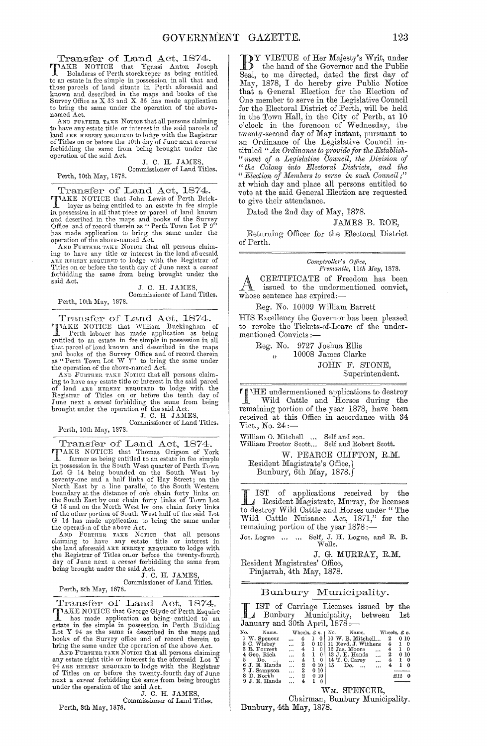## Transfer of Land Act, 1874.

TAKE NOTICE that Ygnasi Anton Joseph Boladeras of Perth storekeeper as being entitled to an estate in fee simple in possession in all that and those parcels of land situate in Perth aforesaid and known and described in the maps and books of the Survey Office as X 33 and X 35 has made application to bring the same under the operation of the above-named Act.

AND FURTHER TAKE NOTICE that all persons claiming to have any estate title or interest in the said parcels of land ARE HEREBY REQUIRED to lodge with the Registrar of Titles on or before the 10th day of June next a *caveat* forbidding the same from being brought under the operation of the said Act.

J. C. H. JAMES,
Commissioner of Land Titles.

Perth, 10th May, 1878.

## Transfer of Land Act, 1874.

TAKE NOTICE that John Lewis of Perth Bricklayer as being entitled to an estate in fee simple in possession in all that piece or parcel of land known and described in the maps and books of the Survey Office and of record therein as "Perth Town Lot P 9" has made application to bring the same under the operation of the above-named Act.

AND FURTHER TAKE NOTICE that all persons claiming to have any title or interest in the land aforesaid ARE HEREBY REQUIRED to lodge with the Registrar of Titles on or before the tenth day of June next a *caveat* forbidding the same from being brought under the said Act.

J. C. H. JAMES,
Commissioner of Land Titles.

Perth, 10th May, 1878.

## Transfer of Land Act, 1874.

TAKE NOTICE that William Buckingham of Perth laborer has made application as being entitled to an estate in fee simple in possession in all that parcel of land known and described in the maps and books of the Survey Office and of record therein as "Perth Town Lot W 7" to bring the same under the operation of the above-named Act.

AND FURTHER TAKE NOTICE that all persons claiming to have any estate title or interest in the said parcel of land ARE HEREBY REQUIRED to lodge with the Registrar of Titles on or before the tenth day of June next a *caveat* forbidding the same from being brought under the operation of the said Act.

J. C. H JAMES,
Commissioner of Land Titles.

Perth, 10th May, 1878.

## Transfer of Land Act, 1874.

TAKE NOTICE that Thomas Grigson of York farmer as being entitled to an estate in fee simple in possession in the South West quarter of Perth Town Lot G 14 being bounded on the South West by seventy-one and a half links of Hay Street; on the North East by a line parallel to the South Western boundary at the distance of one chain forty links on the South East by one chain forty links of Town Lot G 15 and on the North West by one chain forty links of the other portion of South West half of the said Lot G 14 has made application to bring the same under the operation of the above Act.

AND FURTHER TAKE NOTICE that all persons claiming to have any estate title or interest in the land aforesaid ARE HEREBY REQUIRED to lodge with the Registrar of Titles on or before the twenty-fourth day of June next a *caveat* forbidding the same from being brought under the said Act.

J. C. H. JAMES,
Commissioner of Land Titles.

Perth, 8th May, 1878.

## Transfer of Land Act, 1874.

TAKE NOTICE that George Glyde of Perth Esquire has made application as being entitled to an estate in fee simple in possession in Perth Building Lot Y 94 as the same is described in the maps and books of the Survey office and of record therein to bring the same under the operation of the above Act.

AND FURTHER TAKE NOTICE that all persons claiming any estate right title or interest in the aforesaid Lot Y 94 ARE HEREBY REQUIRED to lodge with the Registrar of Titles on or before the twenty-fourth day of June next a *caveat* forbidding the same from being brought under the operation of the said Act.

J. C. H. JAMES,
Commissioner of Land Titles.

Perth, 8th May, 1878.

BY VIRTUE of Her Majesty's Writ, under the hand of the Governor and the Public Seal, to me directed, dated the first day of May, 1878, I do hereby give Public Notice that a General Election for the Election of One member to serve in the Legislative Council for the Electoral District of Perth, will be held in the Town Hall, in the City of Perth, at 10 o'clock in the forenoon of Wednesday, the twenty-second day of May instant, pursuant to an Ordinance of the Legislative Council intituled "*An Ordinance to provide for the Establishment of a Legislative Council, the Division of the Colony into Electoral Districts, and the Election of Members to serve in such Council;*" at which day and place all persons entitled to vote at the said General Election are requested to give their attendance.

Dated the 2nd day of May, 1878.

JAMES B. ROE,
Returning Officer for the Electoral District of Perth.

*Comptroller's Office,*
*Fremantle, 11th May, 1878.*

A CERTIFICATE of Freedom has been issued to the undermentioned convict, whose sentence has expired:—

Reg. No. 10009 William Barrett

HIS Excellency the Governor has been pleased to revoke the Tickets-of-Leave of the undermentioned Convicts:—

Reg. No. 9727 Joshua Ellis
" 10008 James Clarke

JOHN F. STONE,
Superintendent.

THE undermentioned applications to destroy Wild Cattle and Horses during the remaining portion of the year 1878, have been received at this Office in accordance with 34 Vict., No. 24:—

William O. Mitchell ... Self and son.
William Proctor Scott... Self and Robert Scott.

W. PEARCE CLIFTON, R.M.
Resident Magistrate's Office,
Bunbury, 6th May, 1878.

LIST of applications received by the Resident Magistrate, Murray, for licenses to destroy Wild Cattle and Horses under "The Wild Cattle Nuisance Act, 1871," for the remaining portion of the year 1878:—

Jos. Logue ... ... Self, J. H. Logue, and R. B. Wells.

J. G. MURRAY, R.M.
Resident Magistrates' Office,
Pinjarrah, 4th May, 1878.

## Bunbury Municipality.

LIST of Carriage Licenses issued by the Bunbury Municipality, between 1st January and 30th April, 1878:—

| No. | Name. | Wheels. | £ | s. | No. | Name. | Wheels. | £ | s. |
|---|---|---|---|---|---|---|---|---|---|
| 1 | W. Spencer | 4 | 1 | 0 | 10 | W. B. Mitchell... | 2 | 0 | 10 |
| 2 | C. Wisbey | 2 | 0 | 10 | 11 | Revd. J. Withers | 4 | 1 | 0 |
| 3 | R. Forrest | 4 | 1 | 0 | 12 | Jas. Moore | 4 | 1 | 0 |
| 4 | Geo. Rich | 4 | 1 | 0 | 13 | J. E. Hands | 2 | 0 | 10 |
| 5 | Do. | 4 | 1 | 0 | 14 | T. C. Carey | 4 | 1 | 0 |
| 6 | J. E. Hands | 2 | 0 | 10 | 15 | Do. | 4 | 1 | 0 |
| 7 | J. Sampson | 2 | 0 | 10 | | | | | |
| 8 | D. North | 2 | 0 | 10 | | | | £12 | 0 |
| 9 | J. E. Hands | 4 | 1 | 0 | | | | | |

WM. SPENCER,
Chairman, Bunbury Municipality.

Bunbury, 4th May, 1878.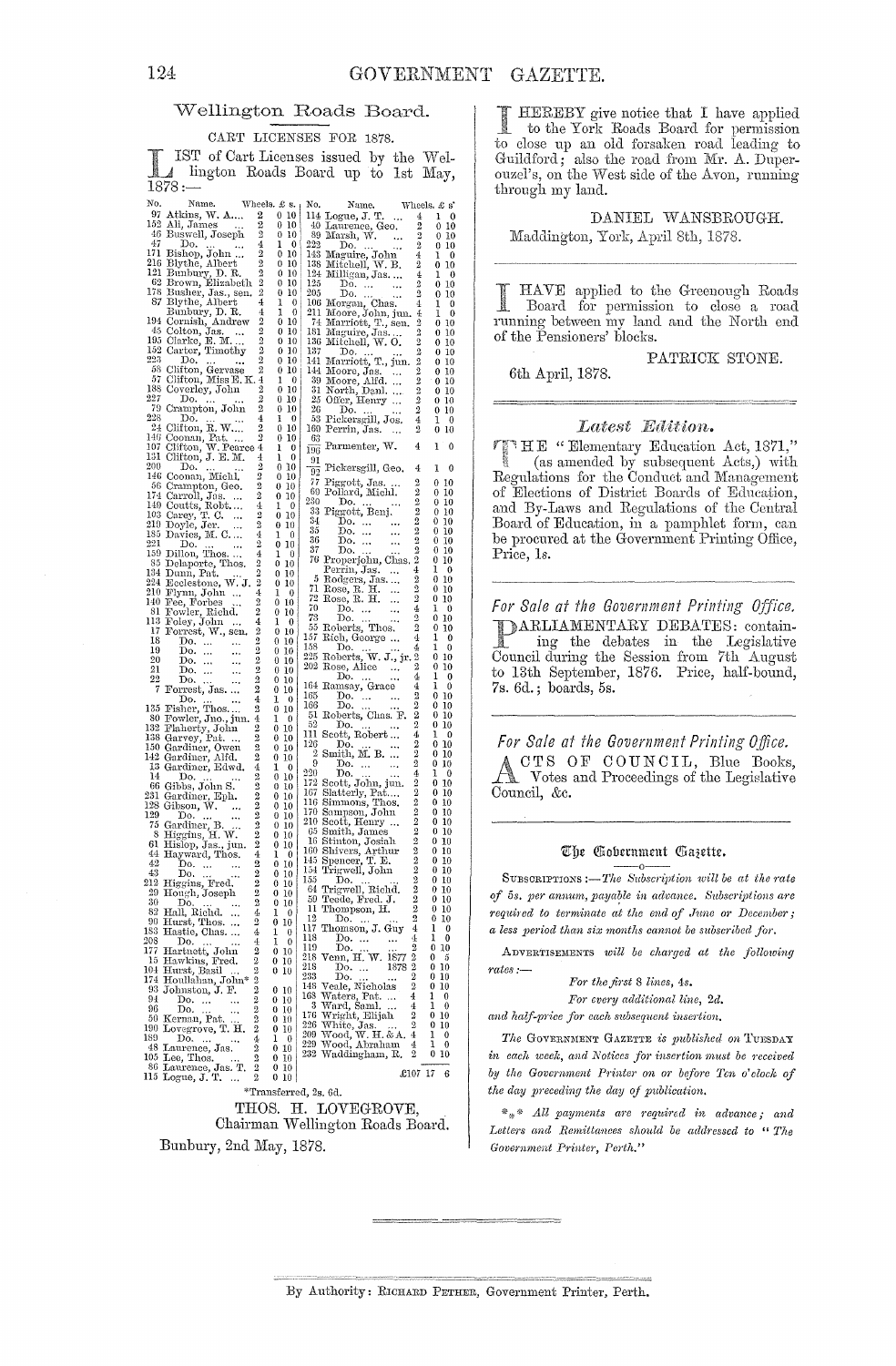## Wellington Roads Board.

CART LICENSES FOR 1878.

List of Cart Licenses issued by the Wellington Roads Board up to 1st May, 1878:—

| No. | Name. | Wheels. | £ | s. |
|---|---|---|---|---|
| 97 | Atkins, W. A.... | 2 | 0 | 10 |
| 152 | Ali, James ... | 2 | 0 | 10 |
| 46 | Buswell, Joseph | 2 | 0 | 10 |
| 47 | Do. ... ... | 4 | 1 | 0 |
| 171 | Bishop, John ... | 2 | 0 | 10 |
| 216 | Blythe, Albert | 2 | 0 | 10 |
| 121 | Bunbury, D. R. | 2 | 0 | 10 |
| 62 | Brown, Elizabeth | 2 | 0 | 10 |
| 178 | Busher, Jas., sen. | 2 | 0 | 10 |
| 87 | Blythe, Albert | 4 | 1 | 0 |
| | Bunbury, D. R. | 4 | 1 | 0 |
| 194 | Cornish, Andrew | 2 | 0 | 10 |
| 48 | Colton, Jas. ... | 2 | 0 | 10 |
| 195 | Clarke, E. M.... | 2 | 0 | 10 |
| 152 | Carter, Timothy | 2 | 0 | 10 |
| 223 | Do. ... ... | 2 | 0 | 10 |
| 58 | Clifton, Gervase | 2 | 0 | 10 |
| 57 | Clifton, Miss E. K. | 4 | 1 | 0 |
| 188 | Coverley, John | 2 | 0 | 10 |
| 227 | Do. ... ... | 2 | 0 | 10 |
| 79 | Crampton, John | 2 | 0 | 10 |
| 228 | Do. ... ... | 4 | 1 | 0 |
| 24 | Clifton, R. W.... | 2 | 0 | 10 |
| 146 | Coonan, Pat. ... | 2 | 0 | 10 |
| 107 | Clifton, W. Pearce | 4 | 1 | 0 |
| 131 | Clifton, J. E. M. | 4 | 1 | 0 |
| 200 | Do. ... ... | 2 | 0 | 10 |
| 146 | Coonan, Michl. | 2 | 0 | 10 |
| 56 | Crampton, Geo. | 2 | 0 | 10 |
| 174 | Carroll, Jas. ... | 2 | 0 | 10 |
| 149 | Coutts, Robt.... | 4 | 1 | 0 |
| 103 | Carey, T. C. ... | 2 | 0 | 10 |
| 219 | Doyle, Jer. ... | 2 | 0 | 10 |
| 185 | Davies, M. C.... | 4 | 1 | 0 |
| 221 | Do. ... ... | 2 | 0 | 10 |
| 159 | Dillon, Thos. ... | 4 | 1 | 0 |
| 85 | Delaporte, Thos. | 2 | 0 | 10 |
| 134 | Dunn, Pat. ... | 2 | 0 | 10 |
| 224 | Ecclestone, W. J. | 2 | 0 | 10 |
| 210 | Flynn, John ... | 4 | 1 | 0 |
| 140 | Fee, Forbes ... | 2 | 0 | 10 |
| 81 | Fowler, Richd. | 2 | 0 | 10 |
| 113 | Foley, John ... | 4 | 1 | 0 |
| 17 | Forrest, W., sen. | 2 | 0 | 10 |
| 18 | Do. ... ... | 2 | 0 | 10 |
| 19 | Do. ... ... | 2 | 0 | 10 |
| 20 | Do. ... ... | 2 | 0 | 10 |
| 21 | Do. ... ... | 2 | 0 | 10 |
| 22 | Do. ... ... | 2 | 0 | 10 |
| 7 | Forrest, Jas. ... | 2 | 0 | 10 |
| | Do. ... ... | 4 | 1 | 0 |
| 135 | Fisher, Thos.... | 2 | 0 | 10 |
| 80 | Fowler, Jno., jun. | 4 | 1 | 0 |
| 132 | Flaherty, John | 2 | 0 | 10 |
| 138 | Garvey, Pat. ... | 2 | 0 | 10 |
| 150 | Gardiner, Owen | 2 | 0 | 10 |
| 142 | Gardiner, Alfd. | 2 | 0 | 10 |
| 13 | Gardiner, Edwd. | 4 | 1 | 0 |
| 14 | Do. ... ... | 2 | 0 | 10 |
| 66 | Gibbs, John S. | 2 | 0 | 10 |
| 231 | Gardiner, Eph. | 2 | 0 | 10 |
| 128 | Gibson, W. ... | 2 | 0 | 10 |
| 129 | Do. ... ... | 2 | 0 | 10 |
| 75 | Gardiner, B. ... | 2 | 0 | 10 |
| 8 | Higgins, H. W. | 2 | 0 | 10 |
| 61 | Hislop, Jas., jun. | 2 | 0 | 10 |
| 44 | Hayward, Thos. | 4 | 1 | 0 |
| 42 | Do. ... ... | 2 | 0 | 10 |
| 43 | Do. ... ... | 2 | 0 | 10 |
| 212 | Higgins, Fred. | 2 | 0 | 10 |
| 29 | Hough, Joseph | 2 | 0 | 10 |
| 30 | Do. ... ... | 2 | 0 | 10 |
| 82 | Hall, Richd. ... | 4 | 1 | 0 |
| 90 | Hurst, Thos. ... | 2 | 0 | 10 |
| 183 | Hastie, Chas. ... | 4 | 1 | 0 |
| 208 | Do. ... ... | 4 | 1 | 0 |
| 177 | Hartnett, John | 2 | 0 | 10 |
| 15 | Hawkins, Fred. | 2 | 0 | 10 |
| 104 | Hurst, Basil ... | 2 | 0 | 10 |
| 174 | Houllahan, John* | 2 | | |
| 93 | Johnston, J. F. | 2 | 0 | 10 |
| 94 | Do. ... ... | 2 | 0 | 10 |
| 96 | Do. ... ... | 2 | 0 | 10 |
| 50 | Kernan, Pat. ... | 2 | 0 | 10 |
| 190 | Lovegrove, T. H. | 2 | 0 | 10 |
| 189 | Do. ... ... | 4 | 1 | 0 |
| 48 | Laurence, Jas. | 2 | 0 | 10 |
| 105 | Lee, Thos. ... | 2 | 0 | 10 |
| 86 | Laurence, Jas. T. | 2 | 0 | 10 |
| 115 | Logue, J. T. ... | 2 | 0 | 10 |
| 114 | Logue, J. T. ... | 4 | 1 | 0 |
| 40 | Laurence, Geo. | 2 | 0 | 10 |
| 89 | Marsh, W. ... | 2 | 0 | 10 |
| 222 | Do. ... ... | 2 | 0 | 10 |
| 143 | Maguire, John | 4 | 1 | 0 |
| 138 | Mitchell, W. B. | 2 | 0 | 10 |
| 124 | Milligan, Jas. ... | 4 | 1 | 0 |
| 125 | Do. ... ... | 2 | 0 | 10 |
| 205 | Do. ... ... | 2 | 0 | 10 |
| 106 | Morgan, Chas. | 4 | 1 | 0 |
| 211 | Moore, John, jun. | 4 | 1 | 0 |
| 74 | Marriott, T., sen. | 2 | 0 | 10 |
| 181 | Maguire, Jas.... | 2 | 0 | 10 |
| 136 | Mitchell, W. C. | 2 | 0 | 10 |
| 137 | Do. ... ... | 2 | 0 | 10 |
| 141 | Marriott, T., jun. | 2 | 0 | 10 |
| 144 | Moore, Jas. ... | 2 | 0 | 10 |
| 39 | Moore, Alfd. ... | 2 | 0 | 10 |
| 31 | North, Danl. ... | 2 | 0 | 10 |
| 25 | Offer, Henry ... | 2 | 0 | 10 |
| 26 | Do. ... ... | 2 | 0 | 10 |
| 53 | Pickersgill, Jos. | 4 | 1 | 0 |
| 160 | Perrin, Jas. ... | 2 | 0 | 10 |
| 63 / 196 | Parmenter, W. | 4 | 1 | 0 |
| 91 / 92 | Pickersgill, Geo. | 4 | 1 | 0 |
| 77 | Piggott, Jas. ... | 2 | 0 | 10 |
| 60 | Pollard, Michl. | 2 | 0 | 10 |
| 230 | Do. ... ... | 2 | 0 | 10 |
| 33 | Piggott, Benj. | 2 | 0 | 10 |
| 34 | Do. ... ... | 2 | 0 | 10 |
| 35 | Do. ... ... | 2 | 0 | 10 |
| 36 | Do. ... ... | 2 | 0 | 10 |
| 37 | Do. ... ... | 2 | 0 | 10 |
| 76 | Properjohn, Chas. | 2 | 0 | 10 |
| | Perrin, Jas. ... | 4 | 1 | 0 |
| 5 | Rodgers, Jas. ... | 2 | 0 | 10 |
| 71 | Rose, R. H. ... | 2 | 0 | 10 |
| 72 | Rose, R. H. ... | 2 | 0 | 10 |
| 70 | Do. ... ... | 4 | 1 | 0 |
| 73 | Do. ... ... | 2 | 0 | 10 |
| 55 | Roberts, Thos. | 2 | 0 | 10 |
| 157 | Rich, George ... | 4 | 1 | 0 |
| 158 | Do. ... ... | 4 | 1 | 0 |
| 225 | Roberts, W. J., jr. | 2 | 0 | 10 |
| 202 | Rose, Alice ... | 2 | 0 | 10 |
| | Do. ... ... | 4 | 1 | 0 |
| 164 | Ramsay, Grace | 4 | 1 | 0 |
| 165 | Do. ... ... | 2 | 0 | 10 |
| 166 | Do. ... ... | 2 | 0 | 10 |
| 51 | Roberts, Chas. F. | 2 | 0 | 10 |
| 52 | Do. ... ... | 2 | 0 | 10 |
| 111 | Scott, Robert ... | 4 | 1 | 0 |
| 126 | Do. ... ... | 2 | 0 | 10 |
| 2 | Smith, M. B. ... | 2 | 0 | 10 |
| 9 | Do. ... ... | 2 | 0 | 10 |
| 220 | Do. ... ... | 4 | 1 | 0 |
| 172 | Scott, John, jun. | 2 | 0 | 10 |
| 167 | Slatterly, Pat.... | 2 | 0 | 10 |
| 116 | Simmons, Thos. | 2 | 0 | 10 |
| 170 | Sampson, John | 2 | 0 | 10 |
| 210 | Scott, Henry ... | 2 | 0 | 10 |
| 65 | Smith, James | 2 | 0 | 10 |
| 16 | Stinton, Josiah | 2 | 0 | 10 |
| 160 | Shivers, Arthur | 2 | 0 | 10 |
| 145 | Spencer, T. E. | 2 | 0 | 10 |
| 154 | Trigwell, John | 2 | 0 | 10 |
| 155 | Do. ... ... | 2 | 0 | 10 |
| 64 | Trigwell, Richd. | 2 | 0 | 10 |
| 59 | Teede, Fred. J. | 2 | 0 | 10 |
| 11 | Thompson, H. | 2 | 0 | 10 |
| 12 | Do. ... ... | 2 | 0 | 10 |
| 117 | Thomson, J. Guy | 4 | 1 | 0 |
| 118 | Do. ... ... | 4 | 1 | 0 |
| 119 | Do. ... ... | 2 | 0 | 10 |
| 218 | Venn, H. W. 1877 | 2 | 0 | 5 |
| 213 | Do. ... 1878 | 2 | 0 | 10 |
| 233 | Do. ... ... | 2 | 0 | 10 |
| 148 | Veale, Nicholas | 2 | 0 | 10 |
| 168 | Waters, Pat. ... | 4 | 1 | 0 |
| 3 | Ward, Saml. ... | 4 | 1 | 0 |
| 176 | Wright, Elijah | 2 | 0 | 10 |
| 226 | White, Jas. ... | 2 | 0 | 10 |
| 209 | Wood, W. H. & A. | 4 | 1 | 0 |
| 229 | Wood, Abraham | 4 | 1 | 0 |
| 232 | Waddingham, R. | 2 | 0 | 10 |
| | | | £107 | 17 6 |

*Transferred, 2s. 6d.

THOS. H. LOVEGROVE,
Chairman Wellington Roads Board.

Bunbury, 2nd May, 1878.

---

I HEREBY give notice that I have applied to the York Roads Board for permission to close up an old forsaken road leading to Guildford; also the road from Mr. A. Duperouzel's, on the West side of the Avon, running through my land.

DANIEL WANSBROUGH.

Maddington, York, April 8th, 1878.

---

I HAVE applied to the Greenough Roads Board for permission to close a road running between my land and the North end of the Pensioners' blocks.

PATRICK STONE.

6th April, 1878.

---

## *Latest Edition.*

THE "Elementary Education Act, 1871," (as amended by subsequent Acts,) with Regulations for the Conduct and Management of Elections of District Boards of Education, and By-Laws and Regulations of the Central Board of Education, in a pamphlet form, can be procured at the Government Printing Office, Price, 1s.

---

### *For Sale at the Government Printing Office.*

PARLIAMENTARY DEBATES: containing the debates in the Legislative Council during the Session from 7th August to 13th September, 1876. Price, half-bound, 7s. 6d.; boards, 5s.

---

### *For Sale at the Government Printing Office.*

ACTS OF COUNCIL, Blue Books, Votes and Proceedings of the Legislative Council, &c.

---

## The Government Gazette.

SUBSCRIPTIONS:—*The Subscription will be at the rate of 8s. per annum, payable in advance. Subscriptions are required to terminate at the end of June or December; a less period than six months cannot be subscribed for.*

ADVERTISEMENTS *will be charged at the following rates:—*

*For the first 8 lines, 4s.*

*For every additional line, 2d.*

*and half-price for each subsequent insertion.*

*The* GOVERNMENT GAZETTE *is published on* TUESDAY *in each week, and Notices for insertion must be received by the Government Printer on or before Ten o'clock of the day preceding the day of publication.*

\*\*\* *All payments are required in advance; and Letters and Remittances should be addressed to "The Government Printer, Perth."*

---

By Authority: RICHARD PETHER, Government Printer, Perth.